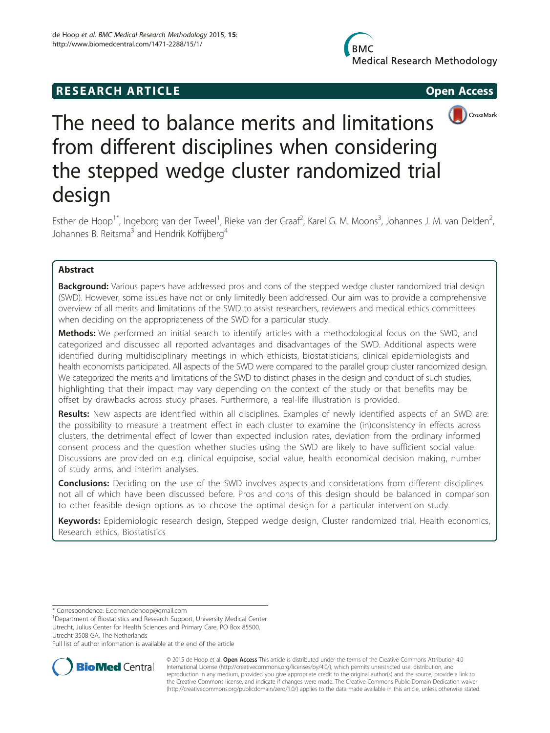RESEARCH ARTICLE Open Access

# The need to balance merits and limitations from different disciplines when considering the stepped wedge cluster randomized trial design

Esther de Hoop[1*], Ingeborg van der Tweel[1], Rieke van der Graaf[2], Karel G. M. Moons[3], Johannes J. M. van Delden[2], Johannes B. Reitsma[3] and Hendrik Koffijberg[4]

## Abstract

**Background:** Various papers have addressed pros and cons of the stepped wedge cluster randomized trial design (SWD). However, some issues have not or only limitedly been addressed. Our aim was to provide a comprehensive overview of all merits and limitations of the SWD to assist researchers, reviewers and medical ethics committees when deciding on the appropriateness of the SWD for a particular study.

**Methods:** We performed an initial search to identify articles with a methodological focus on the SWD, and categorized and discussed all reported advantages and disadvantages of the SWD. Additional aspects were identified during multidisciplinary meetings in which ethicists, biostatisticians, clinical epidemiologists and health economists participated. All aspects of the SWD were compared to the parallel group cluster randomized design. We categorized the merits and limitations of the SWD to distinct phases in the design and conduct of such studies, highlighting that their impact may vary depending on the context of the study or that benefits may be offset by drawbacks across study phases. Furthermore, a real-life illustration is provided.

**Results:** New aspects are identified within all disciplines. Examples of newly identified aspects of an SWD are: the possibility to measure a treatment effect in each cluster to examine the (in)consistency in effects across clusters, the detrimental effect of lower than expected inclusion rates, deviation from the ordinary informed consent process and the question whether studies using the SWD are likely to have sufficient social value. Discussions are provided on e.g. clinical equipoise, social value, health economical decision making, number of study arms, and interim analyses.

**Conclusions:** Deciding on the use of the SWD involves aspects and considerations from different disciplines not all of which have been discussed before. Pros and cons of this design should be balanced in comparison to other feasible design options as to choose the optimal design for a particular intervention study.

**Keywords:** Epidemiologic research design, Stepped wedge design, Cluster randomized trial, Health economics, Research ethics, Biostatistics

---

* Correspondence: E.oomen.dehoop@gmail.com
[1]Department of Biostatistics and Research Support, University Medical Center Utrecht, Julius Center for Health Sciences and Primary Care, PO Box 85500, Utrecht 3508 GA, The Netherlands
Full list of author information is available at the end of the article

© 2015 de Hoop et al. **Open Access** This article is distributed under the terms of the Creative Commons Attribution 4.0 International License (http://creativecommons.org/licenses/by/4.0/), which permits unrestricted use, distribution, and reproduction in any medium, provided you give appropriate credit to the original author(s) and the source, provide a link to the Creative Commons license, and indicate if changes were made. The Creative Commons Public Domain Dedication waiver (http://creativecommons.org/publicdomain/zero/1.0/) applies to the data made available in this article, unless otherwise stated.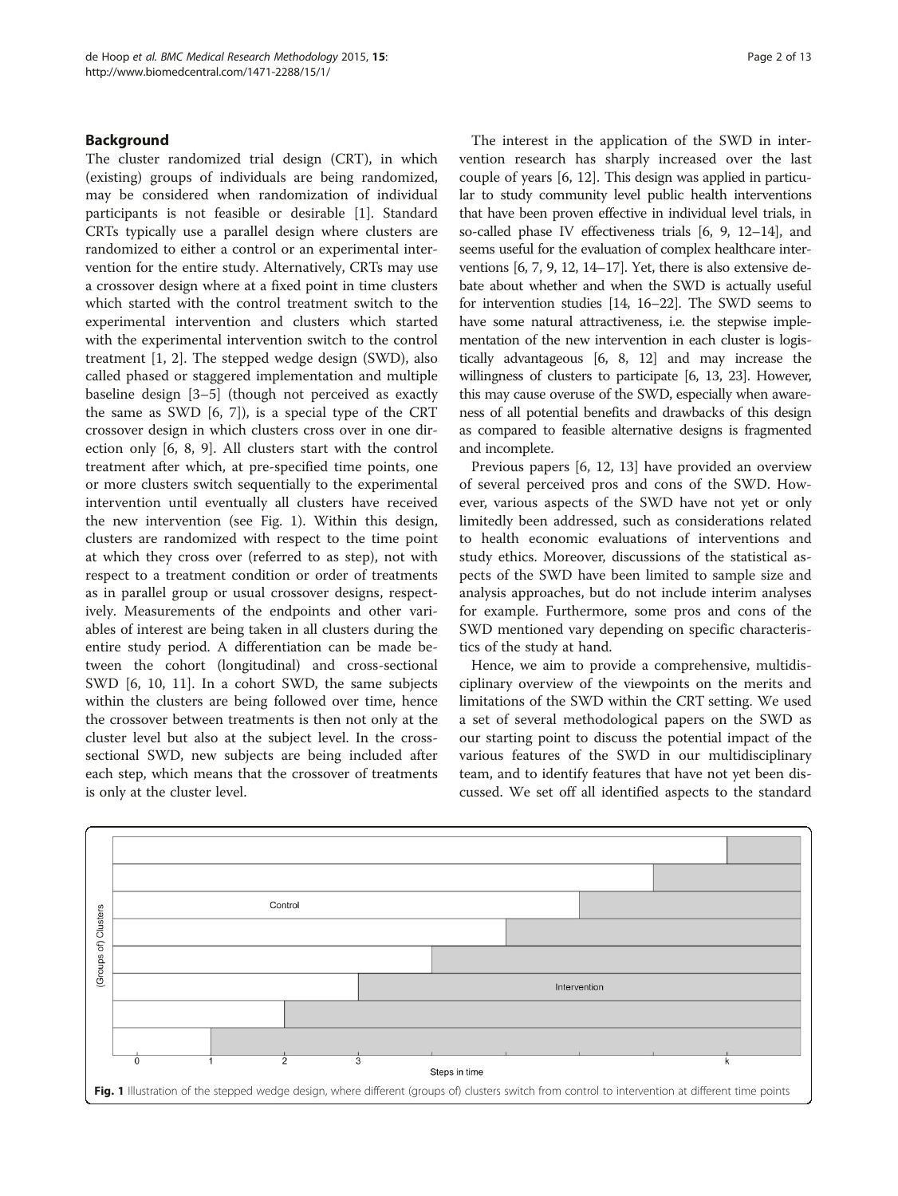## Background

The cluster randomized trial design (CRT), in which (existing) groups of individuals are being randomized, may be considered when randomization of individual participants is not feasible or desirable [1]. Standard CRTs typically use a parallel design where clusters are randomized to either a control or an experimental intervention for the entire study. Alternatively, CRTs may use a crossover design where at a fixed point in time clusters which started with the control treatment switch to the experimental intervention and clusters which started with the experimental intervention switch to the control treatment [1, 2]. The stepped wedge design (SWD), also called phased or staggered implementation and multiple baseline design [3–5] (though not perceived as exactly the same as SWD [6, 7]), is a special type of the CRT crossover design in which clusters cross over in one direction only [6, 8, 9]. All clusters start with the control treatment after which, at pre-specified time points, one or more clusters switch sequentially to the experimental intervention until eventually all clusters have received the new intervention (see Fig. 1). Within this design, clusters are randomized with respect to the time point at which they cross over (referred to as step), not with respect to a treatment condition or order of treatments as in parallel group or usual crossover designs, respectively. Measurements of the endpoints and other variables of interest are being taken in all clusters during the entire study period. A differentiation can be made between the cohort (longitudinal) and cross-sectional SWD [6, 10, 11]. In a cohort SWD, the same subjects within the clusters are being followed over time, hence the crossover between treatments is then not only at the cluster level but also at the subject level. In the cross-sectional SWD, new subjects are being included after each step, which means that the crossover of treatments is only at the cluster level.

The interest in the application of the SWD in intervention research has sharply increased over the last couple of years [6, 12]. This design was applied in particular to study community level public health interventions that have been proven effective in individual level trials, in so-called phase IV effectiveness trials [6, 9, 12–14], and seems useful for the evaluation of complex healthcare interventions [6, 7, 9, 12, 14–17]. Yet, there is also extensive debate about whether and when the SWD is actually useful for intervention studies [14, 16–22]. The SWD seems to have some natural attractiveness, i.e. the stepwise implementation of the new intervention in each cluster is logistically advantageous [6, 8, 12] and may increase the willingness of clusters to participate [6, 13, 23]. However, this may cause overuse of the SWD, especially when awareness of all potential benefits and drawbacks of this design as compared to feasible alternative designs is fragmented and incomplete.

Previous papers [6, 12, 13] have provided an overview of several perceived pros and cons of the SWD. However, various aspects of the SWD have not yet or only limitedly been addressed, such as considerations related to health economic evaluations of interventions and study ethics. Moreover, discussions of the statistical aspects of the SWD have been limited to sample size and analysis approaches, but do not include interim analyses for example. Furthermore, some pros and cons of the SWD mentioned vary depending on specific characteristics of the study at hand.

Hence, we aim to provide a comprehensive, multidisciplinary overview of the viewpoints on the merits and limitations of the SWD within the CRT setting. We used a set of several methodological papers on the SWD as our starting point to discuss the potential impact of the various features of the SWD in our multidisciplinary team, and to identify features that have not yet been discussed. We set off all identified aspects to the standard

**Fig. 1** Illustration of the stepped wedge design, where different (groups of) clusters switch from control to intervention at different time points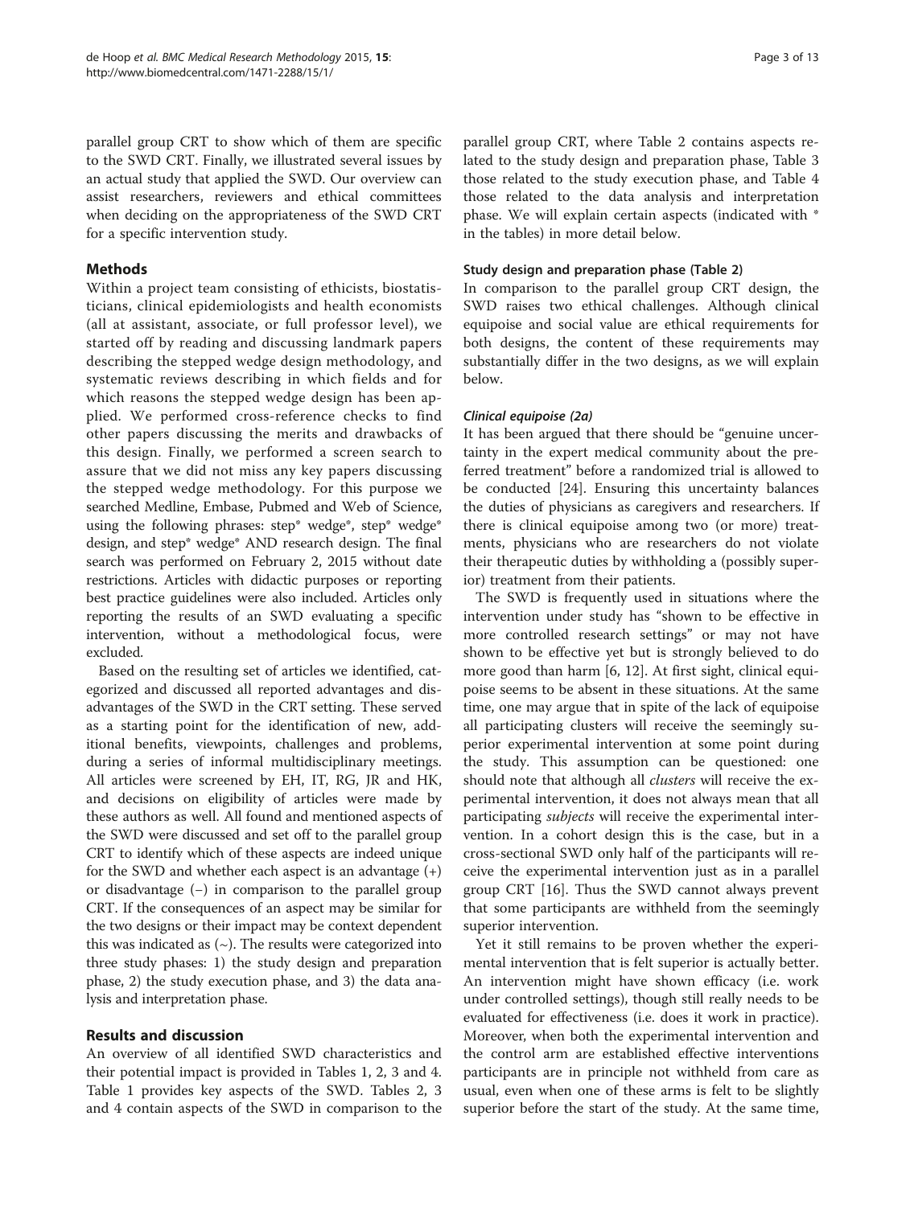parallel group CRT to show which of them are specific to the SWD CRT. Finally, we illustrated several issues by an actual study that applied the SWD. Our overview can assist researchers, reviewers and ethical committees when deciding on the appropriateness of the SWD CRT for a specific intervention study.

## Methods

Within a project team consisting of ethicists, biostatisticians, clinical epidemiologists and health economists (all at assistant, associate, or full professor level), we started off by reading and discussing landmark papers describing the stepped wedge design methodology, and systematic reviews describing in which fields and for which reasons the stepped wedge design has been applied. We performed cross-reference checks to find other papers discussing the merits and drawbacks of this design. Finally, we performed a screen search to assure that we did not miss any key papers discussing the stepped wedge methodology. For this purpose we searched Medline, Embase, Pubmed and Web of Science, using the following phrases: step* wedge*, step* wedge* design, and step* wedge* AND research design. The final search was performed on February 2, 2015 without date restrictions. Articles with didactic purposes or reporting best practice guidelines were also included. Articles only reporting the results of an SWD evaluating a specific intervention, without a methodological focus, were excluded.

Based on the resulting set of articles we identified, categorized and discussed all reported advantages and disadvantages of the SWD in the CRT setting. These served as a starting point for the identification of new, additional benefits, viewpoints, challenges and problems, during a series of informal multidisciplinary meetings. All articles were screened by EH, IT, RG, JR and HK, and decisions on eligibility of articles were made by these authors as well. All found and mentioned aspects of the SWD were discussed and set off to the parallel group CRT to identify which of these aspects are indeed unique for the SWD and whether each aspect is an advantage (+) or disadvantage (−) in comparison to the parallel group CRT. If the consequences of an aspect may be similar for the two designs or their impact may be context dependent this was indicated as (~). The results were categorized into three study phases: 1) the study design and preparation phase, 2) the study execution phase, and 3) the data analysis and interpretation phase.

## Results and discussion

An overview of all identified SWD characteristics and their potential impact is provided in Tables 1, 2, 3 and 4. Table 1 provides key aspects of the SWD. Tables 2, 3 and 4 contain aspects of the SWD in comparison to the parallel group CRT, where Table 2 contains aspects related to the study design and preparation phase, Table 3 those related to the study execution phase, and Table 4 those related to the data analysis and interpretation phase. We will explain certain aspects (indicated with * in the tables) in more detail below.

### Study design and preparation phase (Table 2)

In comparison to the parallel group CRT design, the SWD raises two ethical challenges. Although clinical equipoise and social value are ethical requirements for both designs, the content of these requirements may substantially differ in the two designs, as we will explain below.

#### *Clinical equipoise (2a)*

It has been argued that there should be "genuine uncertainty in the expert medical community about the preferred treatment" before a randomized trial is allowed to be conducted [24]. Ensuring this uncertainty balances the duties of physicians as caregivers and researchers. If there is clinical equipoise among two (or more) treatments, physicians who are researchers do not violate their therapeutic duties by withholding a (possibly superior) treatment from their patients.

The SWD is frequently used in situations where the intervention under study has "shown to be effective in more controlled research settings" or may not have shown to be effective yet but is strongly believed to do more good than harm [6, 12]. At first sight, clinical equipoise seems to be absent in these situations. At the same time, one may argue that in spite of the lack of equipoise all participating clusters will receive the seemingly superior experimental intervention at some point during the study. This assumption can be questioned: one should note that although all *clusters* will receive the experimental intervention, it does not always mean that all participating *subjects* will receive the experimental intervention. In a cohort design this is the case, but in a cross-sectional SWD only half of the participants will receive the experimental intervention just as in a parallel group CRT [16]. Thus the SWD cannot always prevent that some participants are withheld from the seemingly superior intervention.

Yet it still remains to be proven whether the experimental intervention that is felt superior is actually better. An intervention might have shown efficacy (i.e. work under controlled settings), though still really needs to be evaluated for effectiveness (i.e. does it work in practice). Moreover, when both the experimental intervention and the control arm are established effective interventions participants are in principle not withheld from care as usual, even when one of these arms is felt to be slightly superior before the start of the study. At the same time,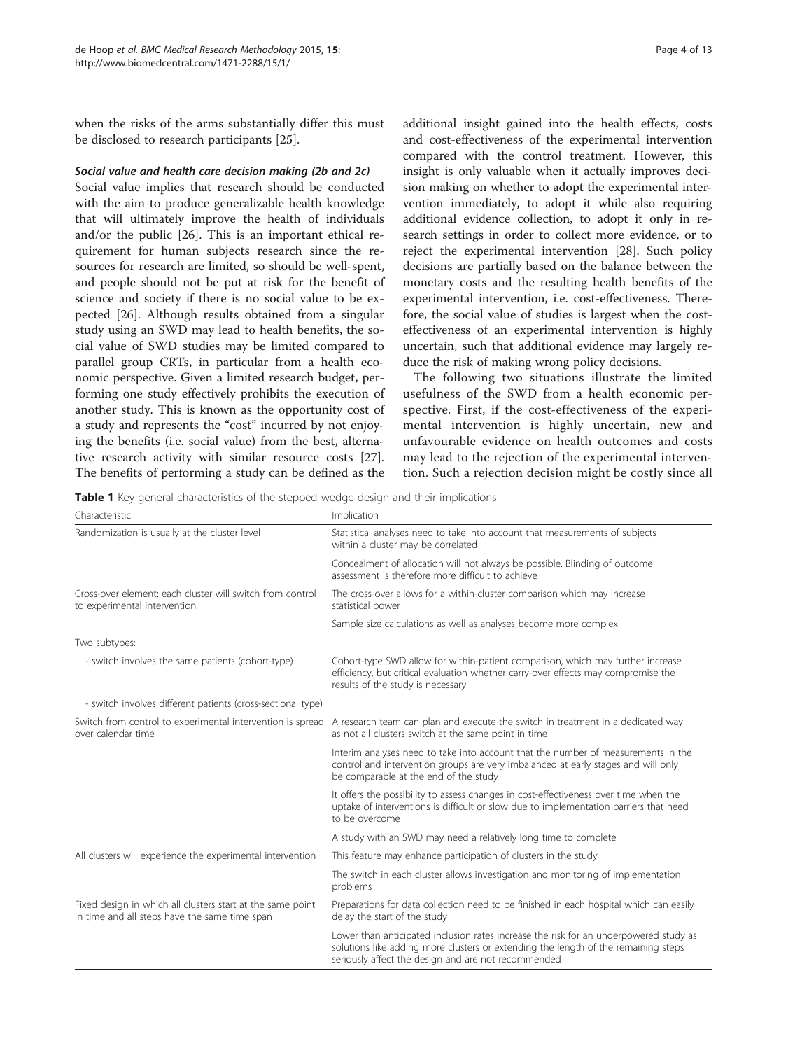when the risks of the arms substantially differ this must be disclosed to research participants [25].

#### *Social value and health care decision making (2b and 2c)*

Social value implies that research should be conducted with the aim to produce generalizable health knowledge that will ultimately improve the health of individuals and/or the public [26]. This is an important ethical requirement for human subjects research since the resources for research are limited, so should be well-spent, and people should not be put at risk for the benefit of science and society if there is no social value to be expected [26]. Although results obtained from a singular study using an SWD may lead to health benefits, the social value of SWD studies may be limited compared to parallel group CRTs, in particular from a health economic perspective. Given a limited research budget, performing one study effectively prohibits the execution of another study. This is known as the opportunity cost of a study and represents the "cost" incurred by not enjoying the benefits (i.e. social value) from the best, alternative research activity with similar resource costs [27]. The benefits of performing a study can be defined as the additional insight gained into the health effects, costs and cost-effectiveness of the experimental intervention compared with the control treatment. However, this insight is only valuable when it actually improves decision making on whether to adopt the experimental intervention immediately, to adopt it while also requiring additional evidence collection, to adopt it only in research settings in order to collect more evidence, or to reject the experimental intervention [28]. Such policy decisions are partially based on the balance between the monetary costs and the resulting health benefits of the experimental intervention, i.e. cost-effectiveness. Therefore, the social value of studies is largest when the cost-effectiveness of an experimental intervention is highly uncertain, such that additional evidence may largely reduce the risk of making wrong policy decisions.

The following two situations illustrate the limited usefulness of the SWD from a health economic perspective. First, if the cost-effectiveness of the experimental intervention is highly uncertain, new and unfavourable evidence on health outcomes and costs may lead to the rejection of the experimental intervention. Such a rejection decision might be costly since all

**Table 1** Key general characteristics of the stepped wedge design and their implications

| Characteristic | Implication |
|---|---|
| Randomization is usually at the cluster level | Statistical analyses need to take into account that measurements of subjects within a cluster may be correlated |
| | Concealment of allocation will not always be possible. Blinding of outcome assessment is therefore more difficult to achieve |
| Cross-over element: each cluster will switch from control to experimental intervention | The cross-over allows for a within-cluster comparison which may increase statistical power |
| | Sample size calculations as well as analyses become more complex |
| Two subtypes: | |
| - switch involves the same patients (cohort-type) | Cohort-type SWD allow for within-patient comparison, which may further increase efficiency, but critical evaluation whether carry-over effects may compromise the results of the study is necessary |
| - switch involves different patients (cross-sectional type) | |
| Switch from control to experimental intervention is spread over calendar time | A research team can plan and execute the switch in treatment in a dedicated way as not all clusters switch at the same point in time |
| | Interim analyses need to take into account that the number of measurements in the control and intervention groups are very imbalanced at early stages and will only be comparable at the end of the study |
| | It offers the possibility to assess changes in cost-effectiveness over time when the uptake of interventions is difficult or slow due to implementation barriers that need to be overcome |
| | A study with an SWD may need a relatively long time to complete |
| All clusters will experience the experimental intervention | This feature may enhance participation of clusters in the study |
| | The switch in each cluster allows investigation and monitoring of implementation problems |
| Fixed design in which all clusters start at the same point in time and all steps have the same time span | Preparations for data collection need to be finished in each hospital which can easily delay the start of the study |
| | Lower than anticipated inclusion rates increase the risk for an underpowered study as solutions like adding more clusters or extending the length of the remaining steps seriously affect the design and are not recommended |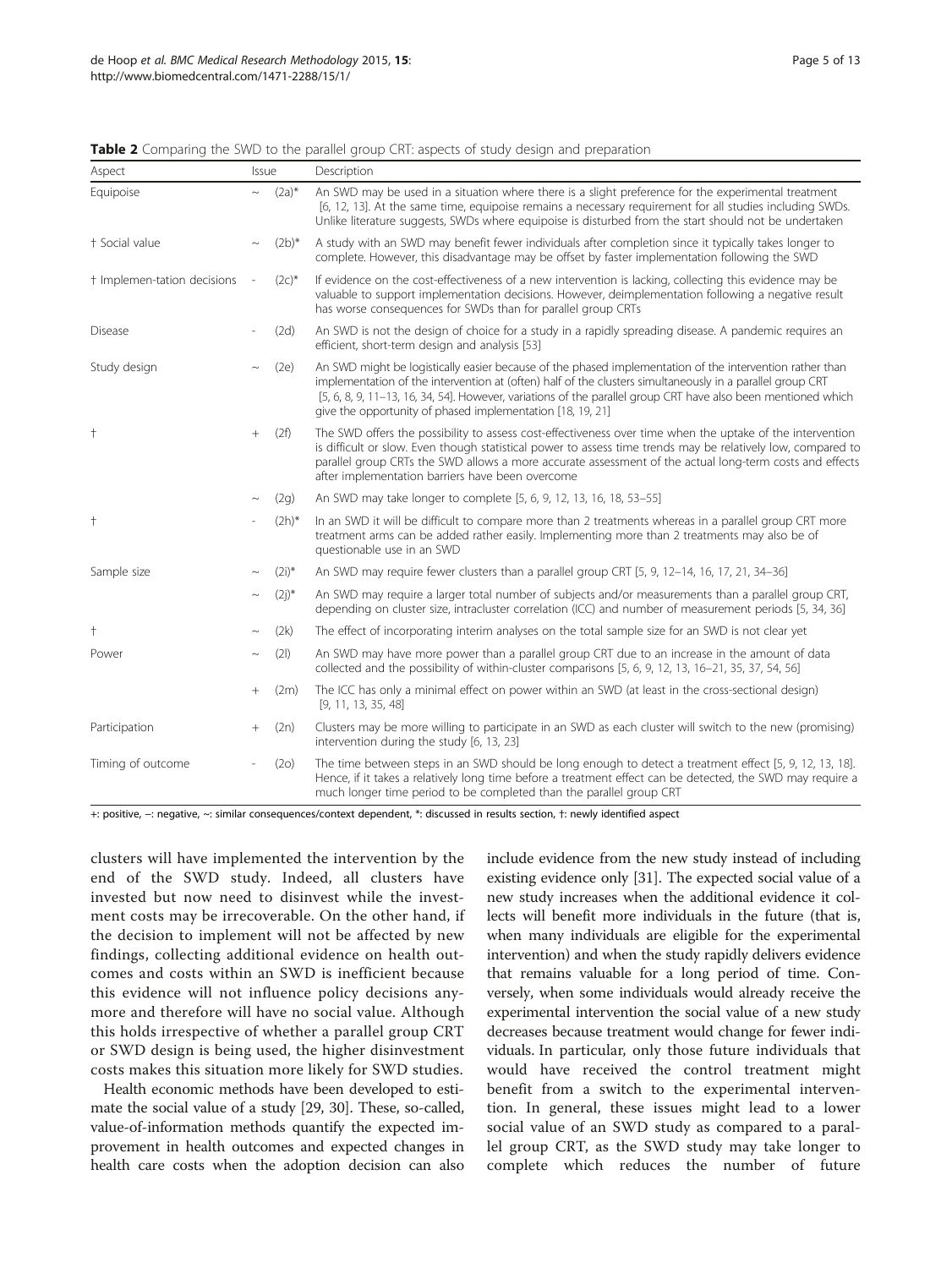**Table 2** Comparing the SWD to the parallel group CRT: aspects of study design and preparation

| Aspect | Issue | | Description |
|---|---|---|---|
| Equipoise | ~ | (2a)* | An SWD may be used in a situation where there is a slight preference for the experimental treatment [6, 12, 13]. At the same time, equipoise remains a necessary requirement for all studies including SWDs. Unlike literature suggests, SWDs where equipoise is disturbed from the start should not be undertaken |
| † Social value | ~ | (2b)* | A study with an SWD may benefit fewer individuals after completion since it typically takes longer to complete. However, this disadvantage may be offset by faster implementation following the SWD |
| † Implemen-tation decisions | - | (2c)* | If evidence on the cost-effectiveness of a new intervention is lacking, collecting this evidence may be valuable to support implementation decisions. However, deimplementation following a negative result has worse consequences for SWDs than for parallel group CRTs |
| Disease | - | (2d) | An SWD is not the design of choice for a study in a rapidly spreading disease. A pandemic requires an efficient, short-term design and analysis [53] |
| Study design | ~ | (2e) | An SWD might be logistically easier because of the phased implementation of the intervention rather than implementation of the intervention at (often) half of the clusters simultaneously in a parallel group CRT [5, 6, 8, 9, 11–13, 16, 34, 54]. However, variations of the parallel group CRT have also been mentioned which give the opportunity of phased implementation [18, 19, 21] |
| † | + | (2f) | The SWD offers the possibility to assess cost-effectiveness over time when the uptake of the intervention is difficult or slow. Even though statistical power to assess time trends may be relatively low, compared to parallel group CRTs the SWD allows a more accurate assessment of the actual long-term costs and effects after implementation barriers have been overcome |
| | ~ | (2g) | An SWD may take longer to complete [5, 6, 9, 12, 13, 16, 18, 53–55] |
| † | - | (2h)* | In an SWD it will be difficult to compare more than 2 treatments whereas in a parallel group CRT more treatment arms can be added rather easily. Implementing more than 2 treatments may also be of questionable use in an SWD |
| Sample size | ~ | (2i)* | An SWD may require fewer clusters than a parallel group CRT [5, 9, 12–14, 16, 17, 21, 34–36] |
| | ~ | (2j)* | An SWD may require a larger total number of subjects and/or measurements than a parallel group CRT, depending on cluster size, intracluster correlation (ICC) and number of measurement periods [5, 34, 36] |
| † | ~ | (2k) | The effect of incorporating interim analyses on the total sample size for an SWD is not clear yet |
| Power | ~ | (2l) | An SWD may have more power than a parallel group CRT due to an increase in the amount of data collected and the possibility of within-cluster comparisons [5, 6, 9, 12, 13, 16–21, 35, 37, 54, 56] |
| | + | (2m) | The ICC has only a minimal effect on power within an SWD (at least in the cross-sectional design) [9, 11, 13, 35, 48] |
| Participation | + | (2n) | Clusters may be more willing to participate in an SWD as each cluster will switch to the new (promising) intervention during the study [6, 13, 23] |
| Timing of outcome | - | (2o) | The time between steps in an SWD should be long enough to detect a treatment effect [5, 9, 12, 13, 18]. Hence, if it takes a relatively long time before a treatment effect can be detected, the SWD may require a much longer time period to be completed than the parallel group CRT |

+: positive, –: negative, ~: similar consequences/context dependent, *: discussed in results section, †: newly identified aspect

clusters will have implemented the intervention by the end of the SWD study. Indeed, all clusters have invested but now need to disinvest while the investment costs may be irrecoverable. On the other hand, if the decision to implement will not be affected by new findings, collecting additional evidence on health outcomes and costs within an SWD is inefficient because this evidence will not influence policy decisions anymore and therefore will have no social value. Although this holds irrespective of whether a parallel group CRT or SWD design is being used, the higher disinvestment costs makes this situation more likely for SWD studies.

Health economic methods have been developed to estimate the social value of a study [29, 30]. These, so-called, value-of-information methods quantify the expected improvement in health outcomes and expected changes in health care costs when the adoption decision can also include evidence from the new study instead of including existing evidence only [31]. The expected social value of a new study increases when the additional evidence it collects will benefit more individuals in the future (that is, when many individuals are eligible for the experimental intervention) and when the study rapidly delivers evidence that remains valuable for a long period of time. Conversely, when some individuals would already receive the experimental intervention the social value of a new study decreases because treatment would change for fewer individuals. In particular, only those future individuals that would have received the control treatment might benefit from a switch to the experimental intervention. In general, these issues might lead to a lower social value of an SWD study as compared to a parallel group CRT, as the SWD study may take longer to complete which reduces the number of future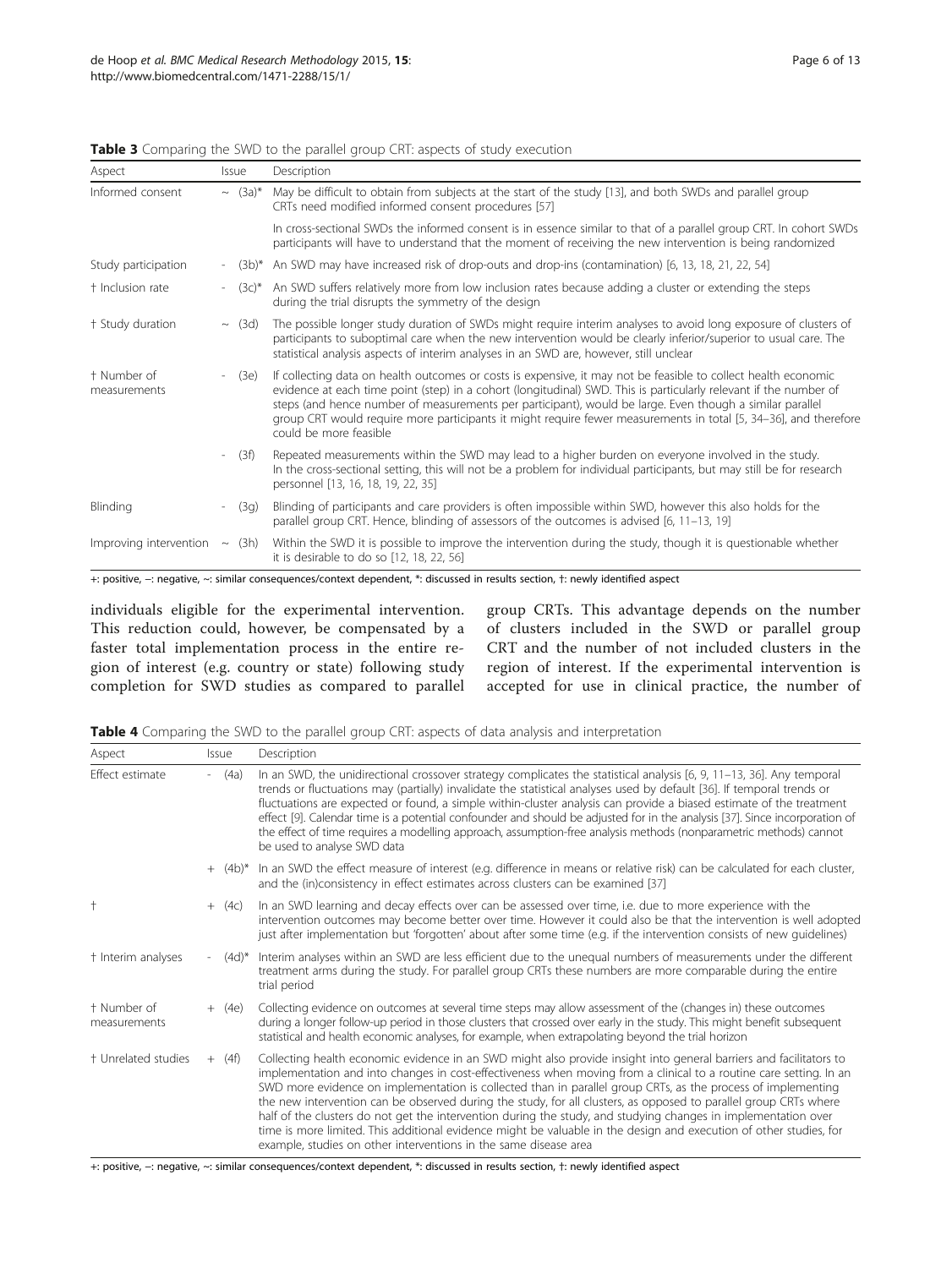**Table 3** Comparing the SWD to the parallel group CRT: aspects of study execution

| Aspect | Issue | Description |
|---|---|---|
| Informed consent | ~ (3a)* | May be difficult to obtain from subjects at the start of the study [13], and both SWDs and parallel group CRTs need modified informed consent procedures [57] |
| | | In cross-sectional SWDs the informed consent is in essence similar to that of a parallel group CRT. In cohort SWDs participants will have to understand that the moment of receiving the new intervention is being randomized |
| Study participation | - (3b)* | An SWD may have increased risk of drop-outs and drop-ins (contamination) [6, 13, 18, 21, 22, 54] |
| † Inclusion rate | - (3c)* | An SWD suffers relatively more from low inclusion rates because adding a cluster or extending the steps during the trial disrupts the symmetry of the design |
| † Study duration | ~ (3d) | The possible longer study duration of SWDs might require interim analyses to avoid long exposure of clusters of participants to suboptimal care when the new intervention would be clearly inferior/superior to usual care. The statistical analysis aspects of interim analyses in an SWD are, however, still unclear |
| † Number of measurements | - (3e) | If collecting data on health outcomes or costs is expensive, it may not be feasible to collect health economic evidence at each time point (step) in a cohort (longitudinal) SWD. This is particularly relevant if the number of steps (and hence number of measurements per participant), would be large. Even though a similar parallel group CRT would require more participants it might require fewer measurements in total [5, 34–36], and therefore could be more feasible |
| | - (3f) | Repeated measurements within the SWD may lead to a higher burden on everyone involved in the study. In the cross-sectional setting, this will not be a problem for individual participants, but may still be for research personnel [13, 16, 18, 19, 22, 35] |
| Blinding | - (3g) | Blinding of participants and care providers is often impossible within SWD, however this also holds for the parallel group CRT. Hence, blinding of assessors of the outcomes is advised [6, 11–13, 19] |
| Improving intervention | ~ (3h) | Within the SWD it is possible to improve the intervention during the study, though it is questionable whether it is desirable to do so [12, 18, 22, 56] |

+: positive, −: negative, ~: similar consequences/context dependent, *: discussed in results section, †: newly identified aspect

individuals eligible for the experimental intervention. This reduction could, however, be compensated by a faster total implementation process in the entire region of interest (e.g. country or state) following study completion for SWD studies as compared to parallel group CRTs. This advantage depends on the number of clusters included in the SWD or parallel group CRT and the number of not included clusters in the region of interest. If the experimental intervention is accepted for use in clinical practice, the number of

**Table 4** Comparing the SWD to the parallel group CRT: aspects of data analysis and interpretation

| Aspect | Issue | Description |
|---|---|---|
| Effect estimate | - (4a) | In an SWD, the unidirectional crossover strategy complicates the statistical analysis [6, 9, 11–13, 36]. Any temporal trends or fluctuations may (partially) invalidate the statistical analyses used by default [36]. If temporal trends or fluctuations are expected or found, a simple within-cluster analysis can provide a biased estimate of the treatment effect [9]. Calendar time is a potential confounder and should be adjusted for in the analysis [37]. Since incorporation of the effect of time requires a modelling approach, assumption-free analysis methods (nonparametric methods) cannot be used to analyse SWD data |
| | + (4b)* | In an SWD the effect measure of interest (e.g. difference in means or relative risk) can be calculated for each cluster, and the (in)consistency in effect estimates across clusters can be examined [37] |
| † | + (4c) | In an SWD learning and decay effects over can be assessed over time, i.e. due to more experience with the intervention outcomes may become better over time. However it could also be that the intervention is well adopted just after implementation but 'forgotten' about after some time (e.g. if the intervention consists of new guidelines) |
| † Interim analyses | - (4d)* | Interim analyses within an SWD are less efficient due to the unequal numbers of measurements under the different treatment arms during the study. For parallel group CRTs these numbers are more comparable during the entire trial period |
| † Number of measurements | + (4e) | Collecting evidence on outcomes at several time steps may allow assessment of the (changes in) these outcomes during a longer follow-up period in those clusters that crossed over early in the study. This might benefit subsequent statistical and health economic analyses, for example, when extrapolating beyond the trial horizon |
| † Unrelated studies | + (4f) | Collecting health economic evidence in an SWD might also provide insight into general barriers and facilitators to implementation and into changes in cost-effectiveness when moving from a clinical to a routine care setting. In an SWD more evidence on implementation is collected than in parallel group CRTs, as the process of implementing the new intervention can be observed during the study, for all clusters, as opposed to parallel group CRTs where half of the clusters do not get the intervention during the study, and studying changes in implementation over time is more limited. This additional evidence might be valuable in the design and execution of other studies, for example, studies on other interventions in the same disease area |

+: positive, −: negative, ~: similar consequences/context dependent, *: discussed in results section, †: newly identified aspect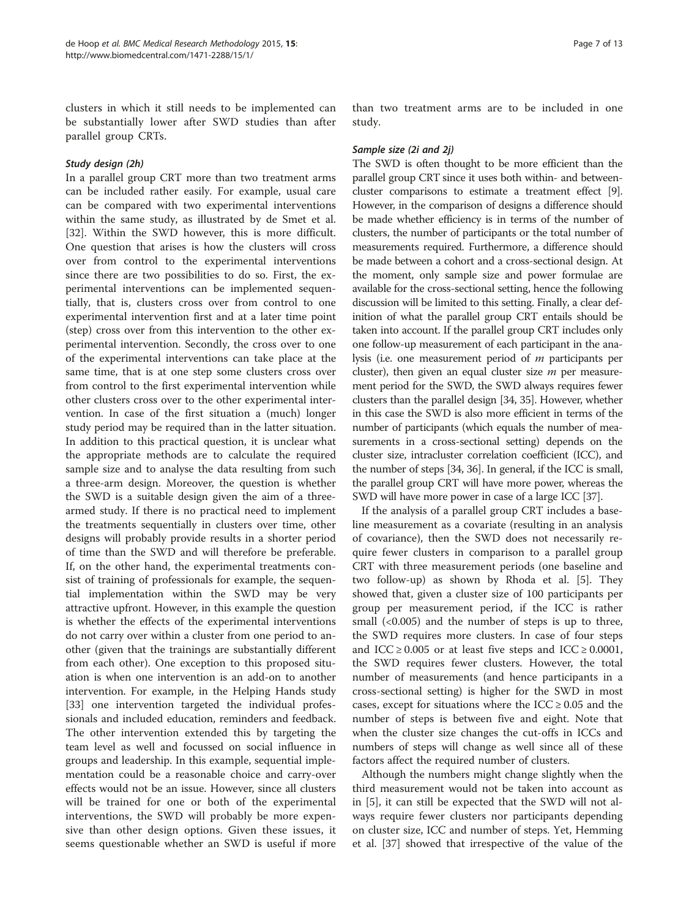clusters in which it still needs to be implemented can be substantially lower after SWD studies than after parallel group CRTs.

#### *Study design (2h)*

In a parallel group CRT more than two treatment arms can be included rather easily. For example, usual care can be compared with two experimental interventions within the same study, as illustrated by de Smet et al. [32]. Within the SWD however, this is more difficult. One question that arises is how the clusters will cross over from control to the experimental interventions since there are two possibilities to do so. First, the experimental interventions can be implemented sequentially, that is, clusters cross over from control to one experimental intervention first and at a later time point (step) cross over from this intervention to the other experimental intervention. Secondly, the cross over to one of the experimental interventions can take place at the same time, that is at one step some clusters cross over from control to the first experimental intervention while other clusters cross over to the other experimental intervention. In case of the first situation a (much) longer study period may be required than in the latter situation. In addition to this practical question, it is unclear what the appropriate methods are to calculate the required sample size and to analyse the data resulting from such a three-arm design. Moreover, the question is whether the SWD is a suitable design given the aim of a three-armed study. If there is no practical need to implement the treatments sequentially in clusters over time, other designs will probably provide results in a shorter period of time than the SWD and will therefore be preferable. If, on the other hand, the experimental treatments consist of training of professionals for example, the sequential implementation within the SWD may be very attractive upfront. However, in this example the question is whether the effects of the experimental interventions do not carry over within a cluster from one period to another (given that the trainings are substantially different from each other). One exception to this proposed situation is when one intervention is an add-on to another intervention. For example, in the Helping Hands study [33] one intervention targeted the individual professionals and included education, reminders and feedback. The other intervention extended this by targeting the team level as well and focussed on social influence in groups and leadership. In this example, sequential implementation could be a reasonable choice and carry-over effects would not be an issue. However, since all clusters will be trained for one or both of the experimental interventions, the SWD will probably be more expensive than other design options. Given these issues, it seems questionable whether an SWD is useful if more than two treatment arms are to be included in one study.

#### *Sample size (2i and 2j)*

The SWD is often thought to be more efficient than the parallel group CRT since it uses both within- and between-cluster comparisons to estimate a treatment effect [9]. However, in the comparison of designs a difference should be made whether efficiency is in terms of the number of clusters, the number of participants or the total number of measurements required. Furthermore, a difference should be made between a cohort and a cross-sectional design. At the moment, only sample size and power formulae are available for the cross-sectional setting, hence the following discussion will be limited to this setting. Finally, a clear definition of what the parallel group CRT entails should be taken into account. If the parallel group CRT includes only one follow-up measurement of each participant in the analysis (i.e. one measurement period of $m$ participants per cluster), then given an equal cluster size $m$ per measurement period for the SWD, the SWD always requires fewer clusters than the parallel design [34, 35]. However, whether in this case the SWD is also more efficient in terms of the number of participants (which equals the number of measurements in a cross-sectional setting) depends on the cluster size, intracluster correlation coefficient (ICC), and the number of steps [34, 36]. In general, if the ICC is small, the parallel group CRT will have more power, whereas the SWD will have more power in case of a large ICC [37].

If the analysis of a parallel group CRT includes a baseline measurement as a covariate (resulting in an analysis of covariance), then the SWD does not necessarily require fewer clusters in comparison to a parallel group CRT with three measurement periods (one baseline and two follow-up) as shown by Rhoda et al. [5]. They showed that, given a cluster size of 100 participants per group per measurement period, if the ICC is rather small ($<0.005$) and the number of steps is up to three, the SWD requires more clusters. In case of four steps and ICC $\geq 0.005$ or at least five steps and ICC $\geq 0.0001$, the SWD requires fewer clusters. However, the total number of measurements (and hence participants in a cross-sectional setting) is higher for the SWD in most cases, except for situations where the ICC $\geq 0.05$ and the number of steps is between five and eight. Note that when the cluster size changes the cut-offs in ICCs and numbers of steps will change as well since all of these factors affect the required number of clusters.

Although the numbers might change slightly when the third measurement would not be taken into account as in [5], it can still be expected that the SWD will not always require fewer clusters nor participants depending on cluster size, ICC and number of steps. Yet, Hemming et al. [37] showed that irrespective of the value of the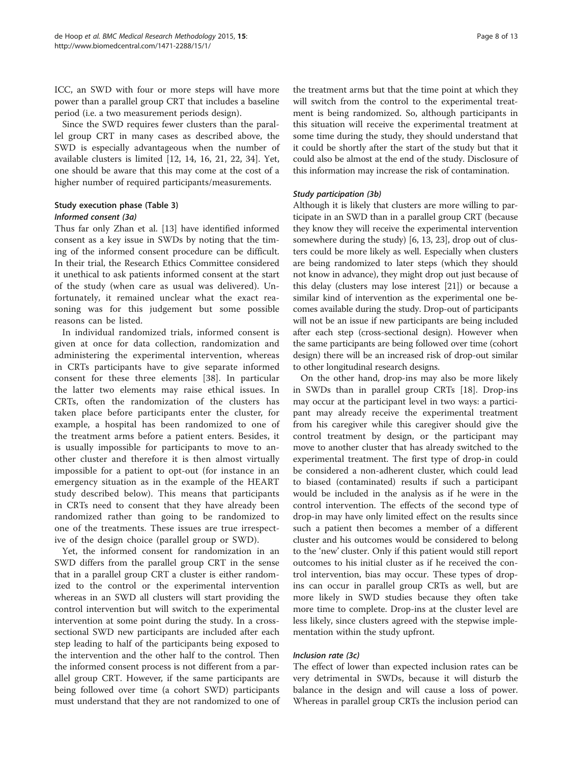ICC, an SWD with four or more steps will have more power than a parallel group CRT that includes a baseline period (i.e. a two measurement periods design).

Since the SWD requires fewer clusters than the parallel group CRT in many cases as described above, the SWD is especially advantageous when the number of available clusters is limited [12, 14, 16, 21, 22, 34]. Yet, one should be aware that this may come at the cost of a higher number of required participants/measurements.

### Study execution phase (Table 3)

#### *Informed consent (3a)*

Thus far only Zhan et al. [13] have identified informed consent as a key issue in SWDs by noting that the timing of the informed consent procedure can be difficult. In their trial, the Research Ethics Committee considered it unethical to ask patients informed consent at the start of the study (when care as usual was delivered). Unfortunately, it remained unclear what the exact reasoning was for this judgement but some possible reasons can be listed.

In individual randomized trials, informed consent is given at once for data collection, randomization and administering the experimental intervention, whereas in CRTs participants have to give separate informed consent for these three elements [38]. In particular the latter two elements may raise ethical issues. In CRTs, often the randomization of the clusters has taken place before participants enter the cluster, for example, a hospital has been randomized to one of the treatment arms before a patient enters. Besides, it is usually impossible for participants to move to another cluster and therefore it is then almost virtually impossible for a patient to opt-out (for instance in an emergency situation as in the example of the HEART study described below). This means that participants in CRTs need to consent that they have already been randomized rather than going to be randomized to one of the treatments. These issues are true irrespective of the design choice (parallel group or SWD).

Yet, the informed consent for randomization in an SWD differs from the parallel group CRT in the sense that in a parallel group CRT a cluster is either randomized to the control or the experimental intervention whereas in an SWD all clusters will start providing the control intervention but will switch to the experimental intervention at some point during the study. In a cross-sectional SWD new participants are included after each step leading to half of the participants being exposed to the intervention and the other half to the control. Then the informed consent process is not different from a parallel group CRT. However, if the same participants are being followed over time (a cohort SWD) participants must understand that they are not randomized to one of the treatment arms but that the time point at which they will switch from the control to the experimental treatment is being randomized. So, although participants in this situation will receive the experimental treatment at some time during the study, they should understand that it could be shortly after the start of the study but that it could also be almost at the end of the study. Disclosure of this information may increase the risk of contamination.

#### *Study participation (3b)*

Although it is likely that clusters are more willing to participate in an SWD than in a parallel group CRT (because they know they will receive the experimental intervention somewhere during the study) [6, 13, 23], drop out of clusters could be more likely as well. Especially when clusters are being randomized to later steps (which they should not know in advance), they might drop out just because of this delay (clusters may lose interest [21]) or because a similar kind of intervention as the experimental one becomes available during the study. Drop-out of participants will not be an issue if new participants are being included after each step (cross-sectional design). However when the same participants are being followed over time (cohort design) there will be an increased risk of drop-out similar to other longitudinal research designs.

On the other hand, drop-ins may also be more likely in SWDs than in parallel group CRTs [18]. Drop-ins may occur at the participant level in two ways: a participant may already receive the experimental treatment from his caregiver while this caregiver should give the control treatment by design, or the participant may move to another cluster that has already switched to the experimental treatment. The first type of drop-in could be considered a non-adherent cluster, which could lead to biased (contaminated) results if such a participant would be included in the analysis as if he were in the control intervention. The effects of the second type of drop-in may have only limited effect on the results since such a patient then becomes a member of a different cluster and his outcomes would be considered to belong to the 'new' cluster. Only if this patient would still report outcomes to his initial cluster as if he received the control intervention, bias may occur. These types of drop-ins can occur in parallel group CRTs as well, but are more likely in SWD studies because they often take more time to complete. Drop-ins at the cluster level are less likely, since clusters agreed with the stepwise implementation within the study upfront.

#### *Inclusion rate (3c)*

The effect of lower than expected inclusion rates can be very detrimental in SWDs, because it will disturb the balance in the design and will cause a loss of power. Whereas in parallel group CRTs the inclusion period can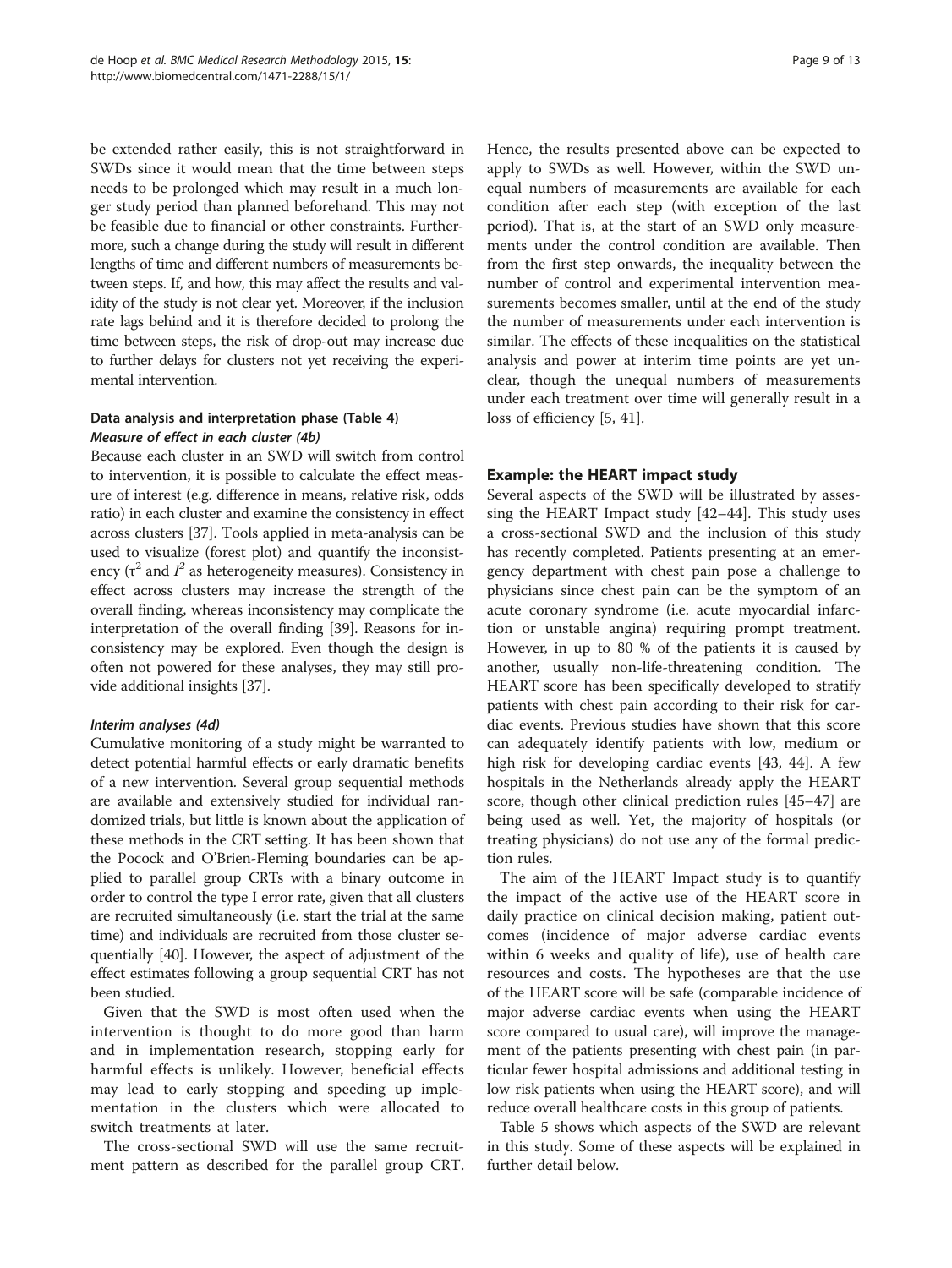be extended rather easily, this is not straightforward in SWDs since it would mean that the time between steps needs to be prolonged which may result in a much longer study period than planned beforehand. This may not be feasible due to financial or other constraints. Furthermore, such a change during the study will result in different lengths of time and different numbers of measurements between steps. If, and how, this may affect the results and validity of the study is not clear yet. Moreover, if the inclusion rate lags behind and it is therefore decided to prolong the time between steps, the risk of drop-out may increase due to further delays for clusters not yet receiving the experimental intervention.

### Data analysis and interpretation phase (Table 4)

#### *Measure of effect in each cluster (4b)*

Because each cluster in an SWD will switch from control to intervention, it is possible to calculate the effect measure of interest (e.g. difference in means, relative risk, odds ratio) in each cluster and examine the consistency in effect across clusters [37]. Tools applied in meta-analysis can be used to visualize (forest plot) and quantify the inconsistency ($\tau^2$ and $I^2$ as heterogeneity measures). Consistency in effect across clusters may increase the strength of the overall finding, whereas inconsistency may complicate the interpretation of the overall finding [39]. Reasons for inconsistency may be explored. Even though the design is often not powered for these analyses, they may still provide additional insights [37].

#### *Interim analyses (4d)*

Cumulative monitoring of a study might be warranted to detect potential harmful effects or early dramatic benefits of a new intervention. Several group sequential methods are available and extensively studied for individual randomized trials, but little is known about the application of these methods in the CRT setting. It has been shown that the Pocock and O'Brien-Fleming boundaries can be applied to parallel group CRTs with a binary outcome in order to control the type I error rate, given that all clusters are recruited simultaneously (i.e. start the trial at the same time) and individuals are recruited from those cluster sequentially [40]. However, the aspect of adjustment of the effect estimates following a group sequential CRT has not been studied.

Given that the SWD is most often used when the intervention is thought to do more good than harm and in implementation research, stopping early for harmful effects is unlikely. However, beneficial effects may lead to early stopping and speeding up implementation in the clusters which were allocated to switch treatments at later.

The cross-sectional SWD will use the same recruitment pattern as described for the parallel group CRT. Hence, the results presented above can be expected to apply to SWDs as well. However, within the SWD unequal numbers of measurements are available for each condition after each step (with exception of the last period). That is, at the start of an SWD only measurements under the control condition are available. Then from the first step onwards, the inequality between the number of control and experimental intervention measurements becomes smaller, until at the end of the study the number of measurements under each intervention is similar. The effects of these inequalities on the statistical analysis and power at interim time points are yet unclear, though the unequal numbers of measurements under each treatment over time will generally result in a loss of efficiency [5, 41].

## Example: the HEART impact study

Several aspects of the SWD will be illustrated by assessing the HEART Impact study [42–44]. This study uses a cross-sectional SWD and the inclusion of this study has recently completed. Patients presenting at an emergency department with chest pain pose a challenge to physicians since chest pain can be the symptom of an acute coronary syndrome (i.e. acute myocardial infarction or unstable angina) requiring prompt treatment. However, in up to 80 % of the patients it is caused by another, usually non-life-threatening condition. The HEART score has been specifically developed to stratify patients with chest pain according to their risk for cardiac events. Previous studies have shown that this score can adequately identify patients with low, medium or high risk for developing cardiac events [43, 44]. A few hospitals in the Netherlands already apply the HEART score, though other clinical prediction rules [45–47] are being used as well. Yet, the majority of hospitals (or treating physicians) do not use any of the formal prediction rules.

The aim of the HEART Impact study is to quantify the impact of the active use of the HEART score in daily practice on clinical decision making, patient outcomes (incidence of major adverse cardiac events within 6 weeks and quality of life), use of health care resources and costs. The hypotheses are that the use of the HEART score will be safe (comparable incidence of major adverse cardiac events when using the HEART score compared to usual care), will improve the management of the patients presenting with chest pain (in particular fewer hospital admissions and additional testing in low risk patients when using the HEART score), and will reduce overall healthcare costs in this group of patients.

Table 5 shows which aspects of the SWD are relevant in this study. Some of these aspects will be explained in further detail below.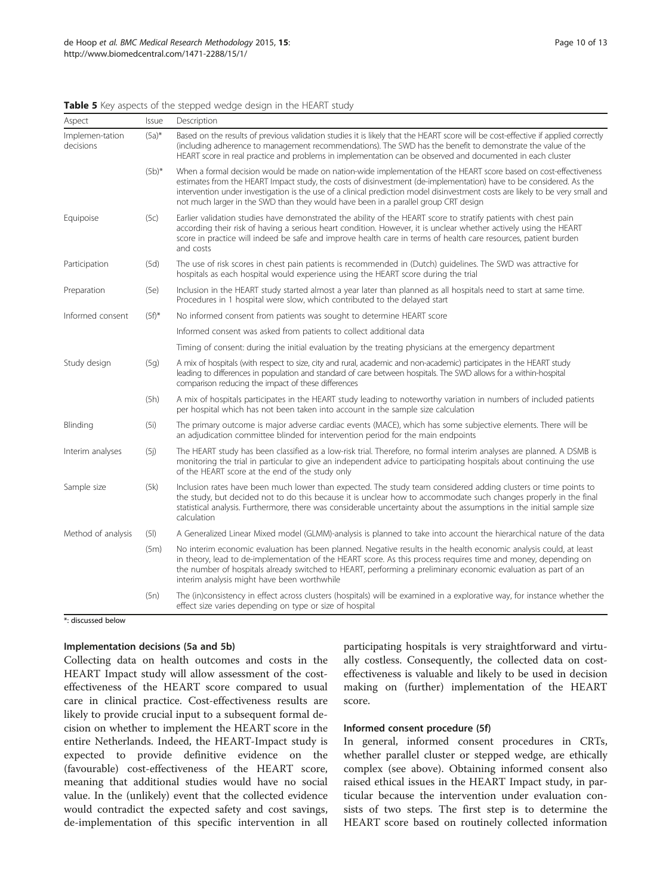**Table 5** Key aspects of the stepped wedge design in the HEART study

| Aspect | Issue | Description |
|---|---|---|
| Implemen-tation decisions | (5a)* | Based on the results of previous validation studies it is likely that the HEART score will be cost-effective if applied correctly (including adherence to management recommendations). The SWD has the benefit to demonstrate the value of the HEART score in real practice and problems in implementation can be observed and documented in each cluster |
| | (5b)* | When a formal decision would be made on nation-wide implementation of the HEART score based on cost-effectiveness estimates from the HEART Impact study, the costs of disinvestment (de-implementation) have to be considered. As the intervention under investigation is the use of a clinical prediction model disinvestment costs are likely to be very small and not much larger in the SWD than they would have been in a parallel group CRT design |
| Equipoise | (5c) | Earlier validation studies have demonstrated the ability of the HEART score to stratify patients with chest pain according their risk of having a serious heart condition. However, it is unclear whether actively using the HEART score in practice will indeed be safe and improve health care in terms of health care resources, patient burden and costs |
| Participation | (5d) | The use of risk scores in chest pain patients is recommended in (Dutch) guidelines. The SWD was attractive for hospitals as each hospital would experience using the HEART score during the trial |
| Preparation | (5e) | Inclusion in the HEART study started almost a year later than planned as all hospitals need to start at same time. Procedures in 1 hospital were slow, which contributed to the delayed start |
| Informed consent | (5f)* | No informed consent from patients was sought to determine HEART score |
| | | Informed consent was asked from patients to collect additional data |
| | | Timing of consent: during the initial evaluation by the treating physicians at the emergency department |
| Study design | (5g) | A mix of hospitals (with respect to size, city and rural, academic and non-academic) participates in the HEART study leading to differences in population and standard of care between hospitals. The SWD allows for a within-hospital comparison reducing the impact of these differences |
| | (5h) | A mix of hospitals participates in the HEART study leading to noteworthy variation in numbers of included patients per hospital which has not been taken into account in the sample size calculation |
| Blinding | (5i) | The primary outcome is major adverse cardiac events (MACE), which has some subjective elements. There will be an adjudication committee blinded for intervention period for the main endpoints |
| Interim analyses | (5j) | The HEART study has been classified as a low-risk trial. Therefore, no formal interim analyses are planned. A DSMB is monitoring the trial in particular to give an independent advice to participating hospitals about continuing the use of the HEART score at the end of the study only |
| Sample size | (5k) | Inclusion rates have been much lower than expected. The study team considered adding clusters or time points to the study, but decided not to do this because it is unclear how to accommodate such changes properly in the final statistical analysis. Furthermore, there was considerable uncertainty about the assumptions in the initial sample size calculation |
| Method of analysis | (5l) | A Generalized Linear Mixed model (GLMM)-analysis is planned to take into account the hierarchical nature of the data |
| | (5m) | No interim economic evaluation has been planned. Negative results in the health economic analysis could, at least in theory, lead to de-implementation of the HEART score. As this process requires time and money, depending on the number of hospitals already switched to HEART, performing a preliminary economic evaluation as part of an interim analysis might have been worthwhile |
| | (5n) | The (in)consistency in effect across clusters (hospitals) will be examined in a explorative way, for instance whether the effect size varies depending on type or size of hospital |

*: discussed below

#### Implementation decisions (5a and 5b)

Collecting data on health outcomes and costs in the HEART Impact study will allow assessment of the cost-effectiveness of the HEART score compared to usual care in clinical practice. Cost-effectiveness results are likely to provide crucial input to a subsequent formal decision on whether to implement the HEART score in the entire Netherlands. Indeed, the HEART-Impact study is expected to provide definitive evidence on the (favourable) cost-effectiveness of the HEART score, meaning that additional studies would have no social value. In the (unlikely) event that the collected evidence would contradict the expected safety and cost savings, de-implementation of this specific intervention in all participating hospitals is very straightforward and virtually costless. Consequently, the collected data on cost-effectiveness is valuable and likely to be used in decision making on (further) implementation of the HEART score.

#### Informed consent procedure (5f)

In general, informed consent procedures in CRTs, whether parallel cluster or stepped wedge, are ethically complex (see above). Obtaining informed consent also raised ethical issues in the HEART Impact study, in particular because the intervention under evaluation consists of two steps. The first step is to determine the HEART score based on routinely collected information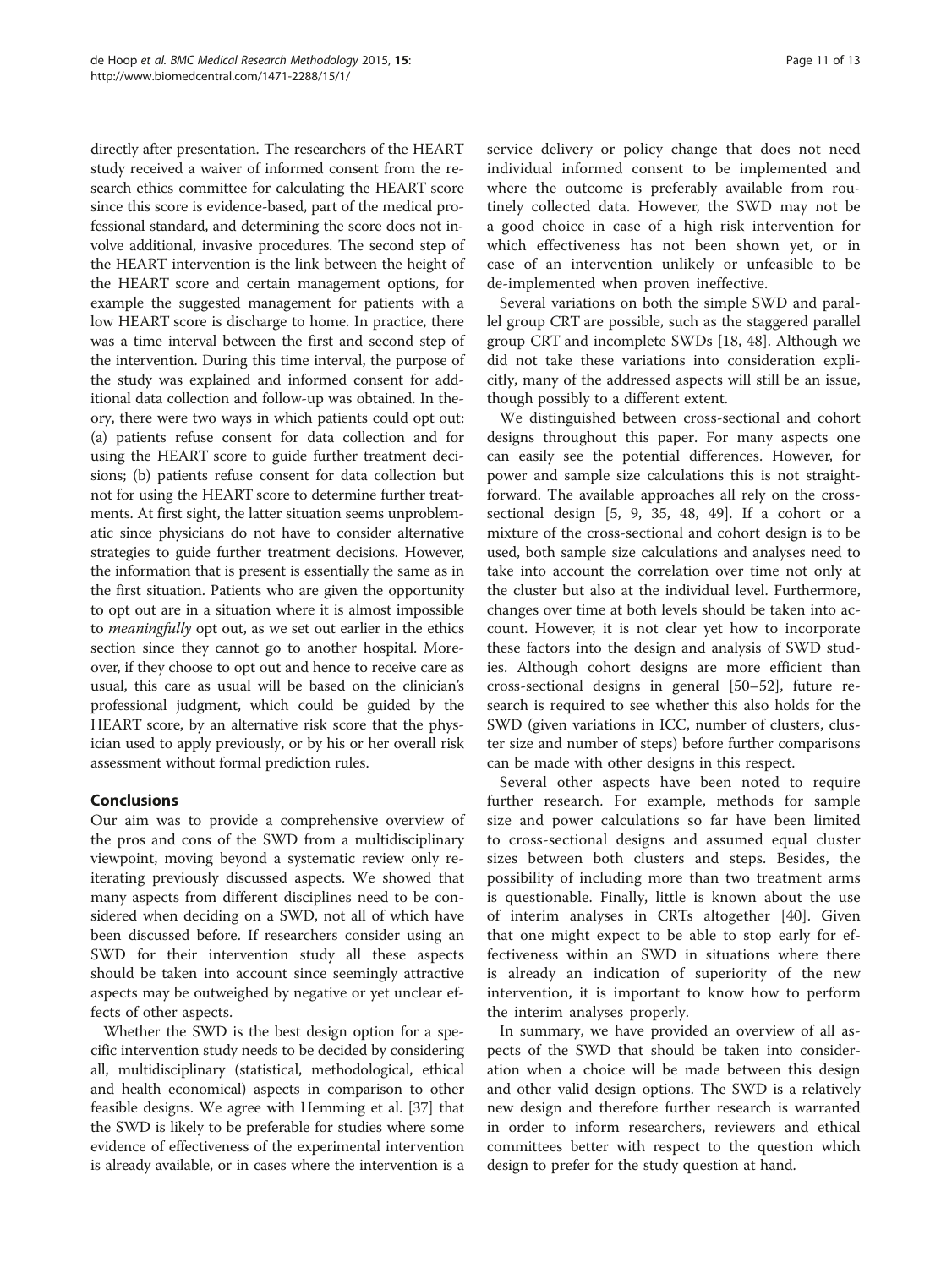directly after presentation. The researchers of the HEART study received a waiver of informed consent from the research ethics committee for calculating the HEART score since this score is evidence-based, part of the medical professional standard, and determining the score does not involve additional, invasive procedures. The second step of the HEART intervention is the link between the height of the HEART score and certain management options, for example the suggested management for patients with a low HEART score is discharge to home. In practice, there was a time interval between the first and second step of the intervention. During this time interval, the purpose of the study was explained and informed consent for additional data collection and follow-up was obtained. In theory, there were two ways in which patients could opt out: (a) patients refuse consent for data collection and for using the HEART score to guide further treatment decisions; (b) patients refuse consent for data collection but not for using the HEART score to determine further treatments. At first sight, the latter situation seems unproblematic since physicians do not have to consider alternative strategies to guide further treatment decisions. However, the information that is present is essentially the same as in the first situation. Patients who are given the opportunity to opt out are in a situation where it is almost impossible to *meaningfully* opt out, as we set out earlier in the ethics section since they cannot go to another hospital. Moreover, if they choose to opt out and hence to receive care as usual, this care as usual will be based on the clinician's professional judgment, which could be guided by the HEART score, by an alternative risk score that the physician used to apply previously, or by his or her overall risk assessment without formal prediction rules.

## Conclusions

Our aim was to provide a comprehensive overview of the pros and cons of the SWD from a multidisciplinary viewpoint, moving beyond a systematic review only reiterating previously discussed aspects. We showed that many aspects from different disciplines need to be considered when deciding on a SWD, not all of which have been discussed before. If researchers consider using an SWD for their intervention study all these aspects should be taken into account since seemingly attractive aspects may be outweighed by negative or yet unclear effects of other aspects.

Whether the SWD is the best design option for a specific intervention study needs to be decided by considering all, multidisciplinary (statistical, methodological, ethical and health economical) aspects in comparison to other feasible designs. We agree with Hemming et al. [37] that the SWD is likely to be preferable for studies where some evidence of effectiveness of the experimental intervention is already available, or in cases where the intervention is a service delivery or policy change that does not need individual informed consent to be implemented and where the outcome is preferably available from routinely collected data. However, the SWD may not be a good choice in case of a high risk intervention for which effectiveness has not been shown yet, or in case of an intervention unlikely or unfeasible to be de-implemented when proven ineffective.

Several variations on both the simple SWD and parallel group CRT are possible, such as the staggered parallel group CRT and incomplete SWDs [18, 48]. Although we did not take these variations into consideration explicitly, many of the addressed aspects will still be an issue, though possibly to a different extent.

We distinguished between cross-sectional and cohort designs throughout this paper. For many aspects one can easily see the potential differences. However, for power and sample size calculations this is not straightforward. The available approaches all rely on the cross-sectional design [5, 9, 35, 48, 49]. If a cohort or a mixture of the cross-sectional and cohort design is to be used, both sample size calculations and analyses need to take into account the correlation over time not only at the cluster but also at the individual level. Furthermore, changes over time at both levels should be taken into account. However, it is not clear yet how to incorporate these factors into the design and analysis of SWD studies. Although cohort designs are more efficient than cross-sectional designs in general [50–52], future research is required to see whether this also holds for the SWD (given variations in ICC, number of clusters, cluster size and number of steps) before further comparisons can be made with other designs in this respect.

Several other aspects have been noted to require further research. For example, methods for sample size and power calculations so far have been limited to cross-sectional designs and assumed equal cluster sizes between both clusters and steps. Besides, the possibility of including more than two treatment arms is questionable. Finally, little is known about the use of interim analyses in CRTs altogether [40]. Given that one might expect to be able to stop early for effectiveness within an SWD in situations where there is already an indication of superiority of the new intervention, it is important to know how to perform the interim analyses properly.

In summary, we have provided an overview of all aspects of the SWD that should be taken into consideration when a choice will be made between this design and other valid design options. The SWD is a relatively new design and therefore further research is warranted in order to inform researchers, reviewers and ethical committees better with respect to the question which design to prefer for the study question at hand.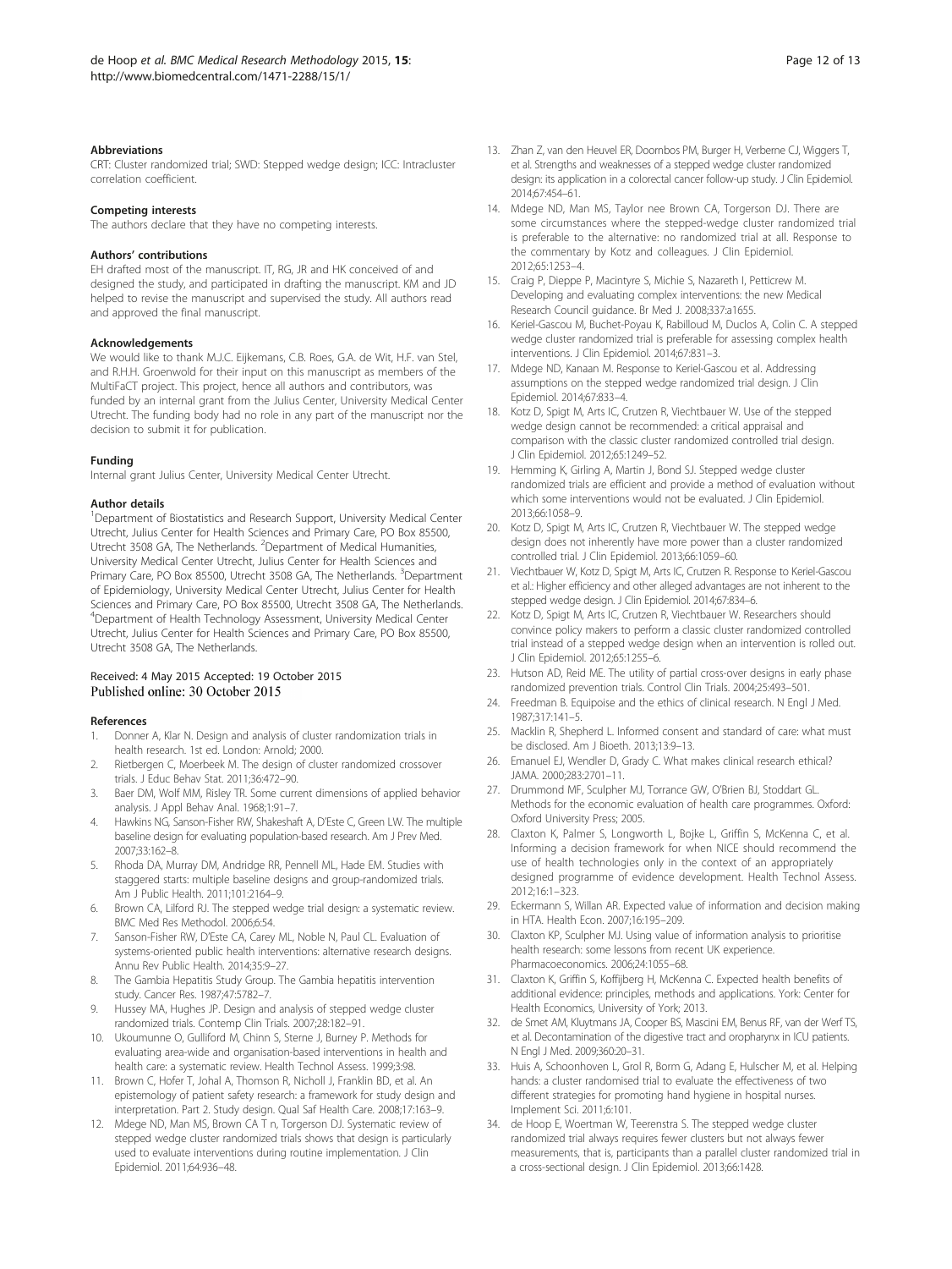#### Abbreviations

CRT: Cluster randomized trial; SWD: Stepped wedge design; ICC: Intracluster correlation coefficient.

#### Competing interests

The authors declare that they have no competing interests.

#### Authors' contributions

EH drafted most of the manuscript. IT, RG, JR and HK conceived of and designed the study, and participated in drafting the manuscript. KM and JD helped to revise the manuscript and supervised the study. All authors read and approved the final manuscript.

#### Acknowledgements

We would like to thank M.J.C. Eijkemans, C.B. Roes, G.A. de Wit, H.F. van Stel, and R.H.H. Groenwold for their input on this manuscript as members of the MultiFaCT project. This project, hence all authors and contributors, was funded by an internal grant from the Julius Center, University Medical Center Utrecht. The funding body had no role in any part of the manuscript nor the decision to submit it for publication.

#### Funding

Internal grant Julius Center, University Medical Center Utrecht.

#### Author details

[1]Department of Biostatistics and Research Support, University Medical Center Utrecht, Julius Center for Health Sciences and Primary Care, PO Box 85500, Utrecht 3508 GA, The Netherlands. [2]Department of Medical Humanities, University Medical Center Utrecht, Julius Center for Health Sciences and Primary Care, PO Box 85500, Utrecht 3508 GA, The Netherlands. [3]Department of Epidemiology, University Medical Center Utrecht, Julius Center for Health Sciences and Primary Care, PO Box 85500, Utrecht 3508 GA, The Netherlands. [4]Department of Health Technology Assessment, University Medical Center Utrecht, Julius Center for Health Sciences and Primary Care, PO Box 85500, Utrecht 3508 GA, The Netherlands.

Received: 4 May 2015 Accepted: 19 October 2015
Published online: 30 October 2015

#### References

1. Donner A, Klar N. Design and analysis of cluster randomization trials in health research. 1st ed. London: Arnold; 2000.
2. Rietbergen C, Moerbeek M. The design of cluster randomized crossover trials. J Educ Behav Stat. 2011;36:472–90.
3. Baer DM, Wolf MM, Risley TR. Some current dimensions of applied behavior analysis. J Appl Behav Anal. 1968;1:91–7.
4. Hawkins NG, Sanson-Fisher RW, Shakeshaft A, D'Este C, Green LW. The multiple baseline design for evaluating population-based research. Am J Prev Med. 2007;33:162–8.
5. Rhoda DA, Murray DM, Andridge RR, Pennell ML, Hade EM. Studies with staggered starts: multiple baseline designs and group-randomized trials. Am J Public Health. 2011;101:2164–9.
6. Brown CA, Lilford RJ. The stepped wedge trial design: a systematic review. BMC Med Res Methodol. 2006;6:54.
7. Sanson-Fisher RW, D'Este CA, Carey ML, Noble N, Paul CL. Evaluation of systems-oriented public health interventions: alternative research designs. Annu Rev Public Health. 2014;35:9–27.
8. The Gambia Hepatitis Study Group. The Gambia hepatitis intervention study. Cancer Res. 1987;47:5782–7.
9. Hussey MA, Hughes JP. Design and analysis of stepped wedge cluster randomized trials. Contemp Clin Trials. 2007;28:182–91.
10. Ukoumunne O, Gulliford M, Chinn S, Sterne J, Burney P. Methods for evaluating area-wide and organisation-based interventions in health and health care: a systematic review. Health Technol Assess. 1999;3:98.
11. Brown C, Hofer T, Johal A, Thomson R, Nicholl J, Franklin BD, et al. An epistemology of patient safety research: a framework for study design and interpretation. Part 2. Study design. Qual Saf Health Care. 2008;17:163–9.
12. Mdege ND, Man MS, Brown CA T n, Torgerson DJ. Systematic review of stepped wedge cluster randomized trials shows that design is particularly used to evaluate interventions during routine implementation. J Clin Epidemiol. 2011;64:936–48.
13. Zhan Z, van den Heuvel ER, Doornbos PM, Burger H, Verberne CJ, Wiggers T, et al. Strengths and weaknesses of a stepped wedge cluster randomized design: its application in a colorectal cancer follow-up study. J Clin Epidemiol. 2014;67:454–61.
14. Mdege ND, Man MS, Taylor nee Brown CA, Torgerson DJ. There are some circumstances where the stepped-wedge cluster randomized trial is preferable to the alternative: no randomized trial at all. Response to the commentary by Kotz and colleagues. J Clin Epidemiol. 2012;65:1253–4.
15. Craig P, Dieppe P, Macintyre S, Michie S, Nazareth I, Petticrew M. Developing and evaluating complex interventions: the new Medical Research Council guidance. Br Med J. 2008;337:a1655.
16. Keriel-Gascou M, Buchet-Poyau K, Rabilloud M, Duclos A, Colin C. A stepped wedge cluster randomized trial is preferable for assessing complex health interventions. J Clin Epidemiol. 2014;67:831–3.
17. Mdege ND, Kanaan M. Response to Keriel-Gascou et al. Addressing assumptions on the stepped wedge randomized trial design. J Clin Epidemiol. 2014;67:833–4.
18. Kotz D, Spigt M, Arts IC, Crutzen R, Viechtbauer W. Use of the stepped wedge design cannot be recommended: a critical appraisal and comparison with the classic cluster randomized controlled trial design. J Clin Epidemiol. 2012;65:1249–52.
19. Hemming K, Girling A, Martin J, Bond SJ. Stepped wedge cluster randomized trials are efficient and provide a method of evaluation without which some interventions would not be evaluated. J Clin Epidemiol. 2013;66:1058–9.
20. Kotz D, Spigt M, Arts IC, Crutzen R, Viechtbauer W. The stepped wedge design does not inherently have more power than a cluster randomized controlled trial. J Clin Epidemiol. 2013;66:1059–60.
21. Viechtbauer W, Kotz D, Spigt M, Arts IC, Crutzen R. Response to Keriel-Gascou et al.: Higher efficiency and other alleged advantages are not inherent to the stepped wedge design. J Clin Epidemiol. 2014;67:834–6.
22. Kotz D, Spigt M, Arts IC, Crutzen R, Viechtbauer W. Researchers should convince policy makers to perform a classic cluster randomized controlled trial instead of a stepped wedge design when an intervention is rolled out. J Clin Epidemiol. 2012;65:1255–6.
23. Hutson AD, Reid ME. The utility of partial cross-over designs in early phase randomized prevention trials. Control Clin Trials. 2004;25:493–501.
24. Freedman B. Equipoise and the ethics of clinical research. N Engl J Med. 1987;317:141–5.
25. Macklin R, Shepherd L. Informed consent and standard of care: what must be disclosed. Am J Bioeth. 2013;13:9–13.
26. Emanuel EJ, Wendler D, Grady C. What makes clinical research ethical? JAMA. 2000;283:2701–11.
27. Drummond MF, Sculpher MJ, Torrance GW, O'Brien BJ, Stoddart GL. Methods for the economic evaluation of health care programmes. Oxford: Oxford University Press; 2005.
28. Claxton K, Palmer S, Longworth L, Bojke L, Griffin S, McKenna C, et al. Informing a decision framework for when NICE should recommend the use of health technologies only in the context of an appropriately designed programme of evidence development. Health Technol Assess. 2012;16:1–323.
29. Eckermann S, Willan AR. Expected value of information and decision making in HTA. Health Econ. 2007;16:195–209.
30. Claxton KP, Sculpher MJ. Using value of information analysis to prioritise health research: some lessons from recent UK experience. Pharmacoeconomics. 2006;24:1055–68.
31. Claxton K, Griffin S, Koffijberg H, McKenna C. Expected health benefits of additional evidence: principles, methods and applications. York: Center for Health Economics, University of York; 2013.
32. de Smet AM, Kluytmans JA, Cooper BS, Mascini EM, Benus RF, van der Werf TS, et al. Decontamination of the digestive tract and oropharynx in ICU patients. N Engl J Med. 2009;360:20–31.
33. Huis A, Schoonhoven L, Grol R, Borm G, Adang E, Hulscher M, et al. Helping hands: a cluster randomised trial to evaluate the effectiveness of two different strategies for promoting hand hygiene in hospital nurses. Implement Sci. 2011;6:101.
34. de Hoop E, Woertman W, Teerenstra S. The stepped wedge cluster randomized trial always requires fewer clusters but not always fewer measurements, that is, participants than a parallel cluster randomized trial in a cross-sectional design. J Clin Epidemiol. 2013;66:1428.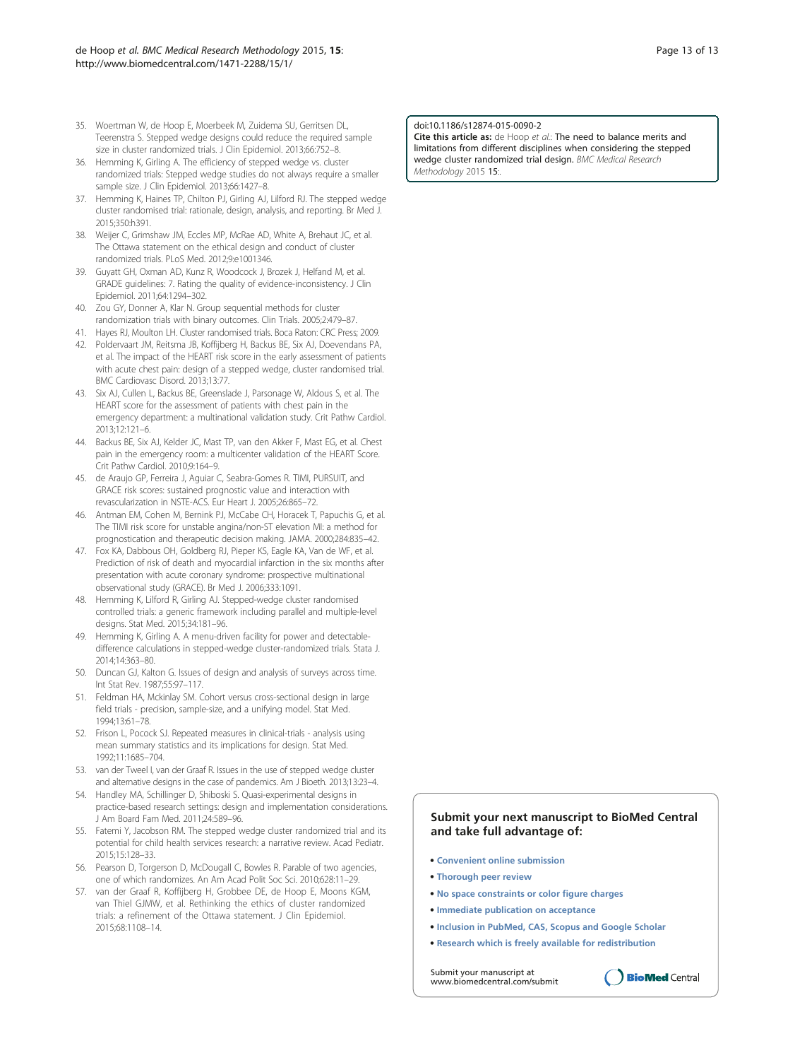35. Woertman W, de Hoop E, Moerbeek M, Zuidema SU, Gerritsen DL, Teerenstra S. Stepped wedge designs could reduce the required sample size in cluster randomized trials. J Clin Epidemiol. 2013;66:752–8.
36. Hemming K, Girling A. The efficiency of stepped wedge vs. cluster randomized trials: Stepped wedge studies do not always require a smaller sample size. J Clin Epidemiol. 2013;66:1427–8.
37. Hemming K, Haines TP, Chilton PJ, Girling AJ, Lilford RJ. The stepped wedge cluster randomised trial: rationale, design, analysis, and reporting. Br Med J. 2015;350:h391.
38. Weijer C, Grimshaw JM, Eccles MP, McRae AD, White A, Brehaut JC, et al. The Ottawa statement on the ethical design and conduct of cluster randomized trials. PLoS Med. 2012;9:e1001346.
39. Guyatt GH, Oxman AD, Kunz R, Woodcock J, Brozek J, Helfand M, et al. GRADE guidelines: 7. Rating the quality of evidence-inconsistency. J Clin Epidemiol. 2011;64:1294–302.
40. Zou GY, Donner A, Klar N. Group sequential methods for cluster randomization trials with binary outcomes. Clin Trials. 2005;2:479–87.
41. Hayes RJ, Moulton LH. Cluster randomised trials. Boca Raton: CRC Press; 2009.
42. Poldervaart JM, Reitsma JB, Koffijberg H, Backus BE, Six AJ, Doevendans PA, et al. The impact of the HEART risk score in the early assessment of patients with acute chest pain: design of a stepped wedge, cluster randomised trial. BMC Cardiovasc Disord. 2013;13:77.
43. Six AJ, Cullen L, Backus BE, Greenslade J, Parsonage W, Aldous S, et al. The HEART score for the assessment of patients with chest pain in the emergency department: a multinational validation study. Crit Pathw Cardiol. 2013;12:121–6.
44. Backus BE, Six AJ, Kelder JC, Mast TP, van den Akker F, Mast EG, et al. Chest pain in the emergency room: a multicenter validation of the HEART Score. Crit Pathw Cardiol. 2010;9:164–9.
45. de Araujo GP, Ferreira J, Aguiar C, Seabra-Gomes R. TIMI, PURSUIT, and GRACE risk scores: sustained prognostic value and interaction with revascularization in NSTE-ACS. Eur Heart J. 2005;26:865–72.
46. Antman EM, Cohen M, Bernink PJ, McCabe CH, Horacek T, Papuchis G, et al. The TIMI risk score for unstable angina/non-ST elevation MI: a method for prognostication and therapeutic decision making. JAMA. 2000;284:835–42.
47. Fox KA, Dabbous OH, Goldberg RJ, Pieper KS, Eagle KA, Van de WF, et al. Prediction of risk of death and myocardial infarction in the six months after presentation with acute coronary syndrome: prospective multinational observational study (GRACE). Br Med J. 2006;333:1091.
48. Hemming K, Lilford R, Girling AJ. Stepped-wedge cluster randomised controlled trials: a generic framework including parallel and multiple-level designs. Stat Med. 2015;34:181–96.
49. Hemming K, Girling A. A menu-driven facility for power and detectable-difference calculations in stepped-wedge cluster-randomized trials. Stata J. 2014;14:363–80.
50. Duncan GJ, Kalton G. Issues of design and analysis of surveys across time. Int Stat Rev. 1987;55:97–117.
51. Feldman HA, Mckinlay SM. Cohort versus cross-sectional design in large field trials - precision, sample-size, and a unifying model. Stat Med. 1994;13:61–78.
52. Frison L, Pocock SJ. Repeated measures in clinical-trials - analysis using mean summary statistics and its implications for design. Stat Med. 1992;11:1685–704.
53. van der Tweel I, van der Graaf R. Issues in the use of stepped wedge cluster and alternative designs in the case of pandemics. Am J Bioeth. 2013;13:23–4.
54. Handley MA, Schillinger D, Shiboski S. Quasi-experimental designs in practice-based research settings: design and implementation considerations. J Am Board Fam Med. 2011;24:589–96.
55. Fatemi Y, Jacobson RM. The stepped wedge cluster randomized trial and its potential for child health services research: a narrative review. Acad Pediatr. 2015;15:128–33.
56. Pearson D, Torgerson D, McDougall C, Bowles R. Parable of two agencies, one of which randomizes. An Am Acad Polit Soc Sci. 2010;628:11–29.
57. van der Graaf R, Koffijberg H, Grobbee DE, de Hoop E, Moons KGM, van Thiel GJMW, et al. Rethinking the ethics of cluster randomized trials: a refinement of the Ottawa statement. J Clin Epidemiol. 2015;68:1108–14.

doi:10.1186/s12874-015-0090-2

**Cite this article as:** de Hoop *et al.*: The need to balance merits and limitations from different disciplines when considering the stepped wedge cluster randomized trial design. *BMC Medical Research Methodology* 2015 **15**:.

**Submit your next manuscript to BioMed Central and take full advantage of:**

- **Convenient online submission**
- **Thorough peer review**
- **No space constraints or color figure charges**
- **Immediate publication on acceptance**
- **Inclusion in PubMed, CAS, Scopus and Google Scholar**
- **Research which is freely available for redistribution**

Submit your manuscript at
www.biomedcentral.com/submit

BioMed Central